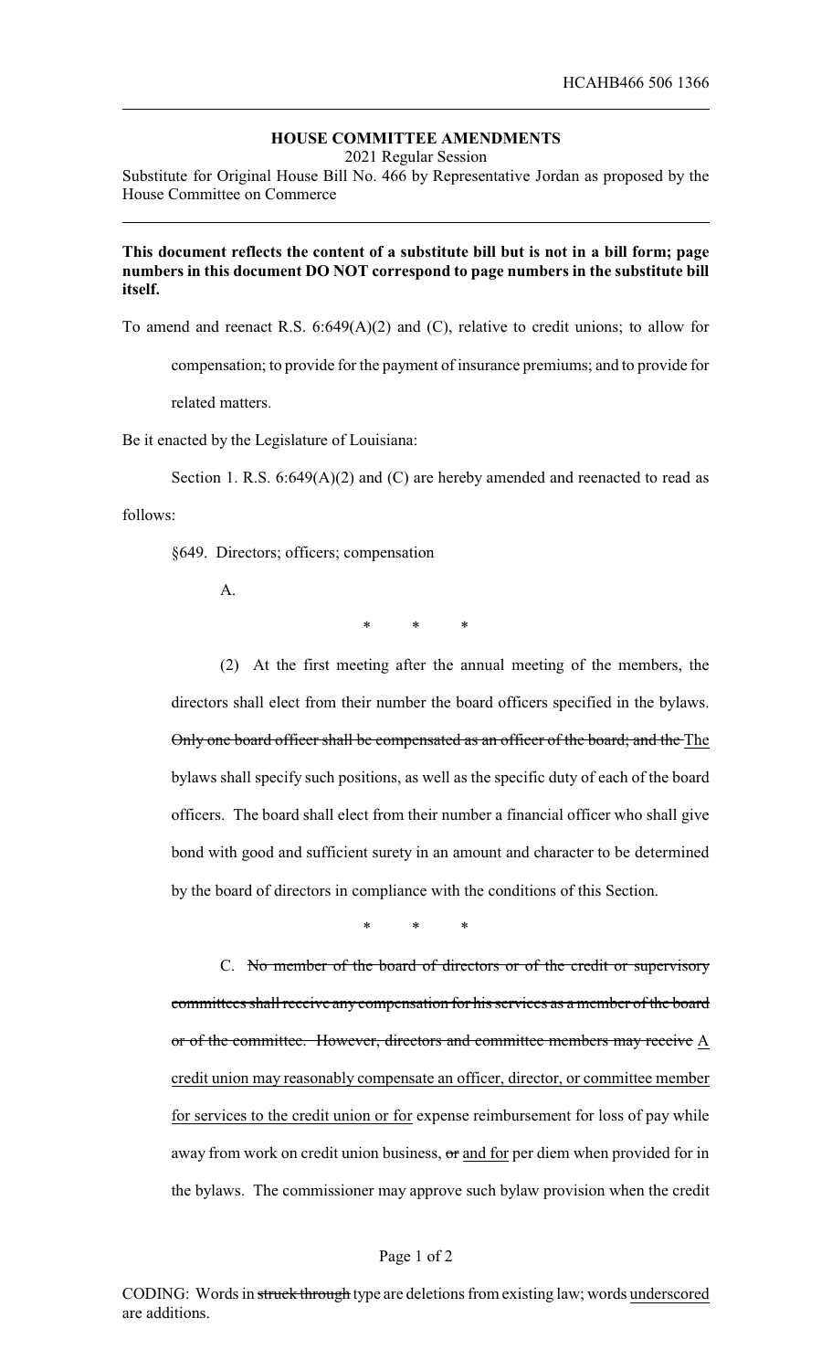**HOUSE COMMITTEE AMENDMENTS**

2021 Regular Session

Substitute for Original House Bill No. 466 by Representative Jordan as proposed by the House Committee on Commerce

**This document reflects the content of a substitute bill but is not in a bill form; page numbers in this document DO NOT correspond to page numbers in the substitute bill itself.**

To amend and reenact R.S. 6:649(A)(2) and (C), relative to credit unions; to allow for compensation; to provide for the payment of insurance premiums; and to provide for related matters.

Be it enacted by the Legislature of Louisiana:

Section 1. R.S. 6:649(A)(2) and (C) are hereby amended and reenacted to read as follows:

§649. Directors; officers; compensation

A.

\* \* \*

(2) At the first meeting after the annual meeting of the members, the directors shall elect from their number the board officers specified in the bylaws. ~~Only one board officer shall be compensated as an officer of the board; and the~~ <u>The</u> bylaws shall specify such positions, as well as the specific duty of each of the board officers. The board shall elect from their number a financial officer who shall give bond with good and sufficient surety in an amount and character to be determined by the board of directors in compliance with the conditions of this Section.

\* \* \*

C. ~~No member of the board of directors or of the credit or supervisory committees shall receive any compensation for his services as a member of the board or of the committee. However, directors and committee members may receive~~ <u>A credit union may reasonably compensate an officer, director, or committee member for services to the credit union or for</u> expense reimbursement for loss of pay while away from work on credit union business, ~~or~~ <u>and for</u> per diem when provided for in the bylaws. The commissioner may approve such bylaw provision when the credit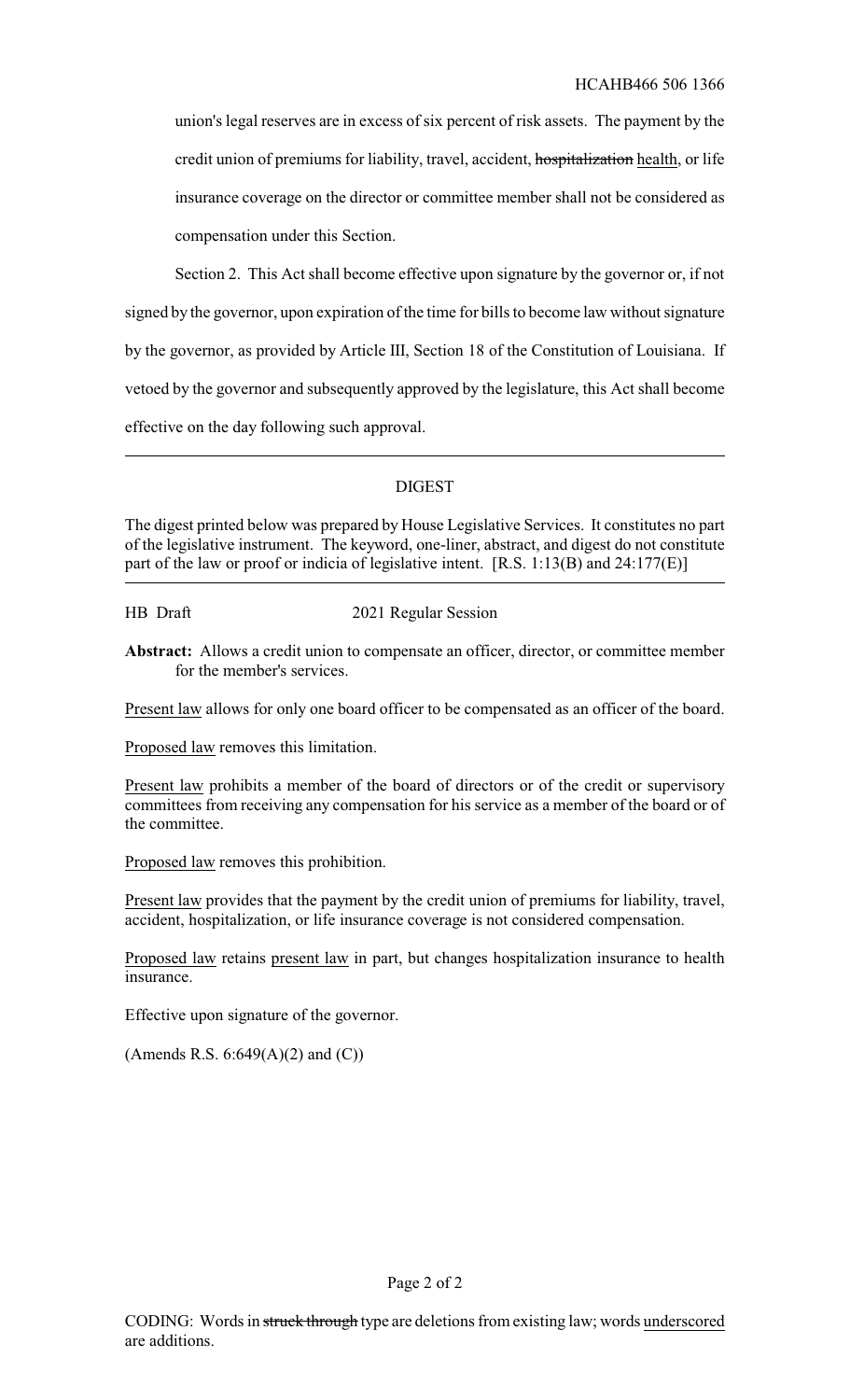union's legal reserves are in excess of six percent of risk assets. The payment by the credit union of premiums for liability, travel, accident, ~~hospitalization~~ health, or life insurance coverage on the director or committee member shall not be considered as compensation under this Section.

Section 2. This Act shall become effective upon signature by the governor or, if not signed by the governor, upon expiration of the time for bills to become law without signature by the governor, as provided by Article III, Section 18 of the Constitution of Louisiana. If vetoed by the governor and subsequently approved by the legislature, this Act shall become effective on the day following such approval.

---

## DIGEST

The digest printed below was prepared by House Legislative Services. It constitutes no part of the legislative instrument. The keyword, one-liner, abstract, and digest do not constitute part of the law or proof or indicia of legislative intent. [R.S. 1:13(B) and 24:177(E)]

---

HB Draft 2021 Regular Session

**Abstract:** Allows a credit union to compensate an officer, director, or committee member for the member's services.

Present law allows for only one board officer to be compensated as an officer of the board.

Proposed law removes this limitation.

Present law prohibits a member of the board of directors or of the credit or supervisory committees from receiving any compensation for his service as a member of the board or of the committee.

Proposed law removes this prohibition.

Present law provides that the payment by the credit union of premiums for liability, travel, accident, hospitalization, or life insurance coverage is not considered compensation.

Proposed law retains present law in part, but changes hospitalization insurance to health insurance.

Effective upon signature of the governor.

(Amends R.S. 6:649(A)(2) and (C))

CODING: Words in ~~struck through~~ type are deletions from existing law; words underscored are additions.